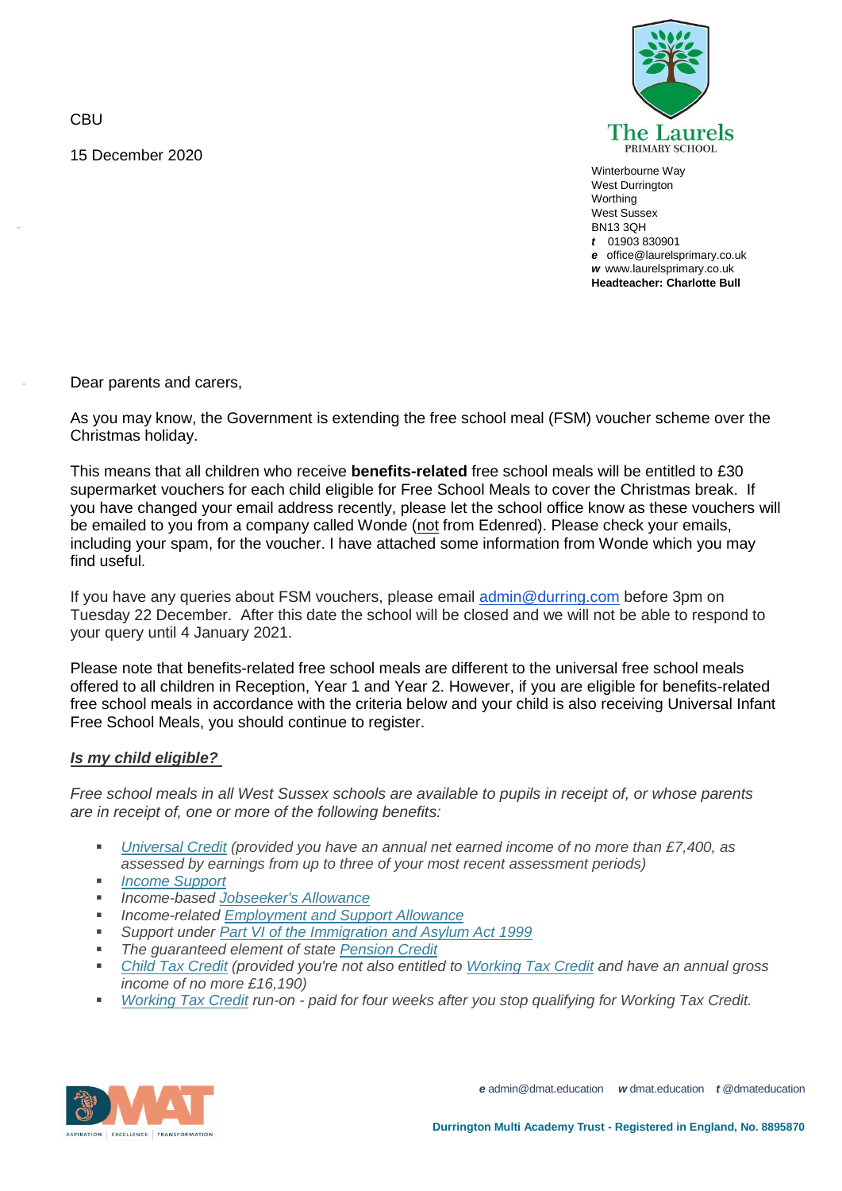CBU

15 December 2020

The Laurels
PRIMARY SCHOOL

Winterbourne Way
West Durrington
Worthing
West Sussex
BN13 3QH
**t** 01903 830901
**e** office@laurelsprimary.co.uk
**w** www.laurelsprimary.co.uk
**Headteacher: Charlotte Bull**

Dear parents and carers,

As you may know, the Government is extending the free school meal (FSM) voucher scheme over the Christmas holiday.

This means that all children who receive **benefits-related** free school meals will be entitled to £30 supermarket vouchers for each child eligible for Free School Meals to cover the Christmas break. If you have changed your email address recently, please let the school office know as these vouchers will be emailed to you from a company called Wonde (<u>not</u> from Edenred). Please check your emails, including your spam, for the voucher. I have attached some information from Wonde which you may find useful.

If you have any queries about FSM vouchers, please email [admin@durring.com](mailto:admin@durring.com) before 3pm on Tuesday 22 December. After this date the school will be closed and we will not be able to respond to your query until 4 January 2021.

Please note that benefits-related free school meals are different to the universal free school meals offered to all children in Reception, Year 1 and Year 2. However, if you are eligible for benefits-related free school meals in accordance with the criteria below and your child is also receiving Universal Infant Free School Meals, you should continue to register.

***<u>Is my child eligible?</u>***

*Free school meals in all West Sussex schools are available to pupils in receipt of, or whose parents are in receipt of, one or more of the following benefits:*

- *Universal Credit (provided you have an annual net earned income of no more than £7,400, as assessed by earnings from up to three of your most recent assessment periods)*
- *Income Support*
- *Income-based Jobseeker's Allowance*
- *Income-related Employment and Support Allowance*
- *Support under Part VI of the Immigration and Asylum Act 1999*
- *The guaranteed element of state Pension Credit*
- *Child Tax Credit (provided you're not also entitled to Working Tax Credit and have an annual gross income of no more £16,190)*
- *Working Tax Credit run-on - paid for four weeks after you stop qualifying for Working Tax Credit.*

**e** admin@dmat.education **w** dmat.education **t** @dmateducation

**Durrington Multi Academy Trust - Registered in England, No. 8895870**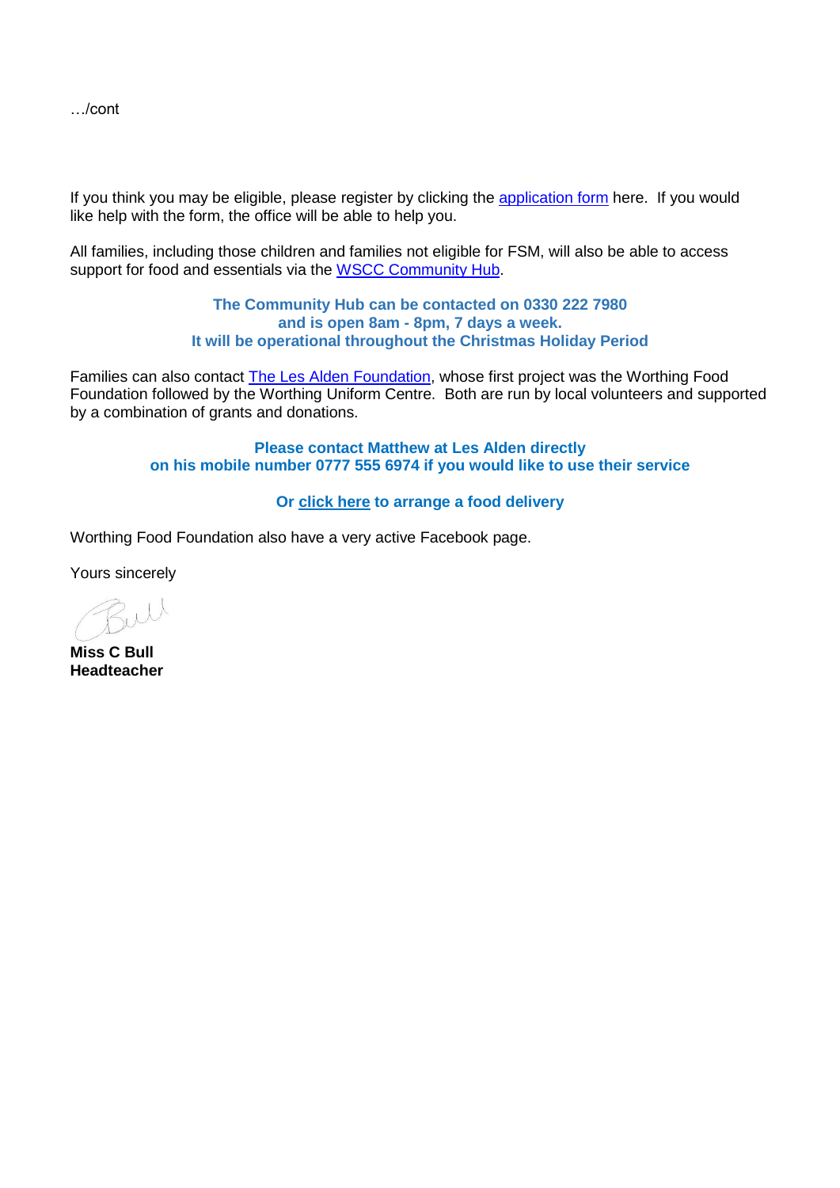…/cont

If you think you may be eligible, please register by clicking the application form here. If you would like help with the form, the office will be able to help you.

All families, including those children and families not eligible for FSM, will also be able to access support for food and essentials via the WSCC Community Hub.

**The Community Hub can be contacted on 0330 222 7980**
**and is open 8am - 8pm, 7 days a week.**
**It will be operational throughout the Christmas Holiday Period**

Families can also contact The Les Alden Foundation, whose first project was the Worthing Food Foundation followed by the Worthing Uniform Centre. Both are run by local volunteers and supported by a combination of grants and donations.

**Please contact Matthew at Les Alden directly**
**on his mobile number 0777 555 6974 if you would like to use their service**

**Or click here to arrange a food delivery**

Worthing Food Foundation also have a very active Facebook page.

Yours sincerely

**Miss C Bull**
**Headteacher**